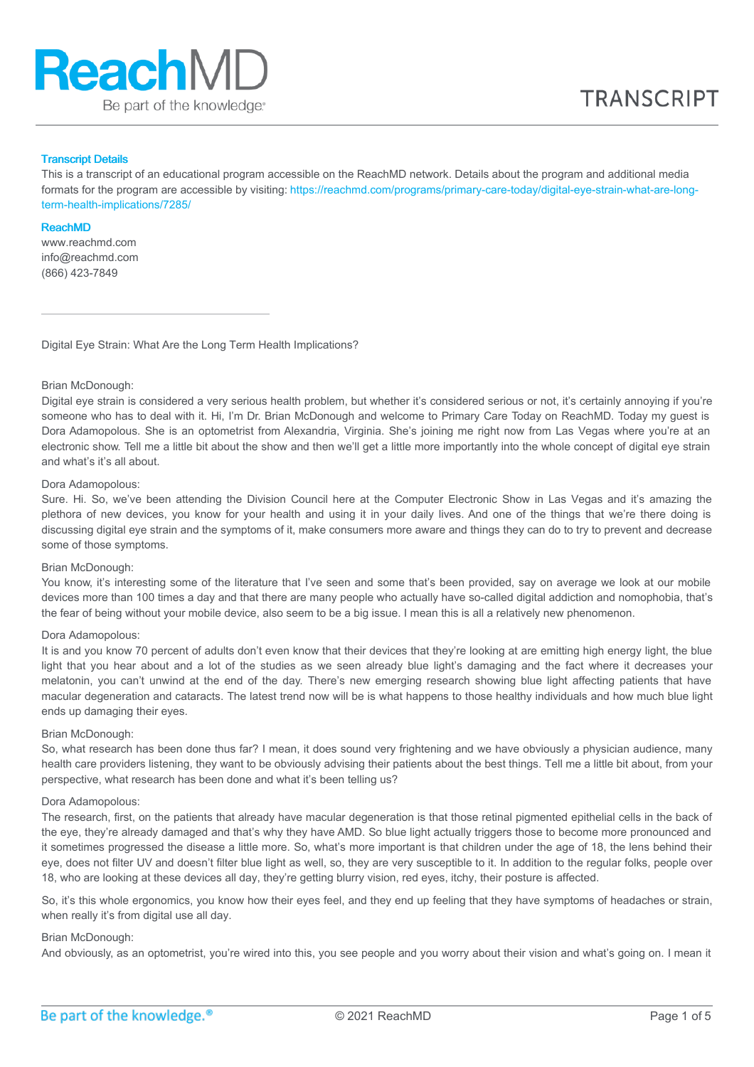# ReachMD

Be part of the knowledge.

TRANSCRIPT

**Transcript Details**

This is a transcript of an educational program accessible on the ReachMD network. Details about the program and additional media formats for the program are accessible by visiting: https://reachmd.com/programs/primary-care-today/digital-eye-strain-what-are-long-term-health-implications/7285/

**ReachMD**

www.reachmd.com
info@reachmd.com
(866) 423-7849

---

Digital Eye Strain: What Are the Long Term Health Implications?

Brian McDonough:

Digital eye strain is considered a very serious health problem, but whether it's considered serious or not, it's certainly annoying if you're someone who has to deal with it. Hi, I'm Dr. Brian McDonough and welcome to Primary Care Today on ReachMD. Today my guest is Dora Adamopolous. She is an optometrist from Alexandria, Virginia. She's joining me right now from Las Vegas where you're at an electronic show. Tell me a little bit about the show and then we'll get a little more importantly into the whole concept of digital eye strain and what's it's all about.

Dora Adamopolous:

Sure. Hi. So, we've been attending the Division Council here at the Computer Electronic Show in Las Vegas and it's amazing the plethora of new devices, you know for your health and using it in your daily lives. And one of the things that we're there doing is discussing digital eye strain and the symptoms of it, make consumers more aware and things they can do to try to prevent and decrease some of those symptoms.

Brian McDonough:

You know, it's interesting some of the literature that I've seen and some that's been provided, say on average we look at our mobile devices more than 100 times a day and that there are many people who actually have so-called digital addiction and nomophobia, that's the fear of being without your mobile device, also seem to be a big issue. I mean this is all a relatively new phenomenon.

Dora Adamopolous:

It is and you know 70 percent of adults don't even know that their devices that they're looking at are emitting high energy light, the blue light that you hear about and a lot of the studies as we seen already blue light's damaging and the fact where it decreases your melatonin, you can't unwind at the end of the day. There's new emerging research showing blue light affecting patients that have macular degeneration and cataracts. The latest trend now will be is what happens to those healthy individuals and how much blue light ends up damaging their eyes.

Brian McDonough:

So, what research has been done thus far? I mean, it does sound very frightening and we have obviously a physician audience, many health care providers listening, they want to be obviously advising their patients about the best things. Tell me a little bit about, from your perspective, what research has been done and what it's been telling us?

Dora Adamopolous:

The research, first, on the patients that already have macular degeneration is that those retinal pigmented epithelial cells in the back of the eye, they're already damaged and that's why they have AMD. So blue light actually triggers those to become more pronounced and it sometimes progressed the disease a little more. So, what's more important is that children under the age of 18, the lens behind their eye, does not filter UV and doesn't filter blue light as well, so, they are very susceptible to it. In addition to the regular folks, people over 18, who are looking at these devices all day, they're getting blurry vision, red eyes, itchy, their posture is affected.

So, it's this whole ergonomics, you know how their eyes feel, and they end up feeling that they have symptoms of headaches or strain, when really it's from digital use all day.

Brian McDonough:

And obviously, as an optometrist, you're wired into this, you see people and you worry about their vision and what's going on. I mean it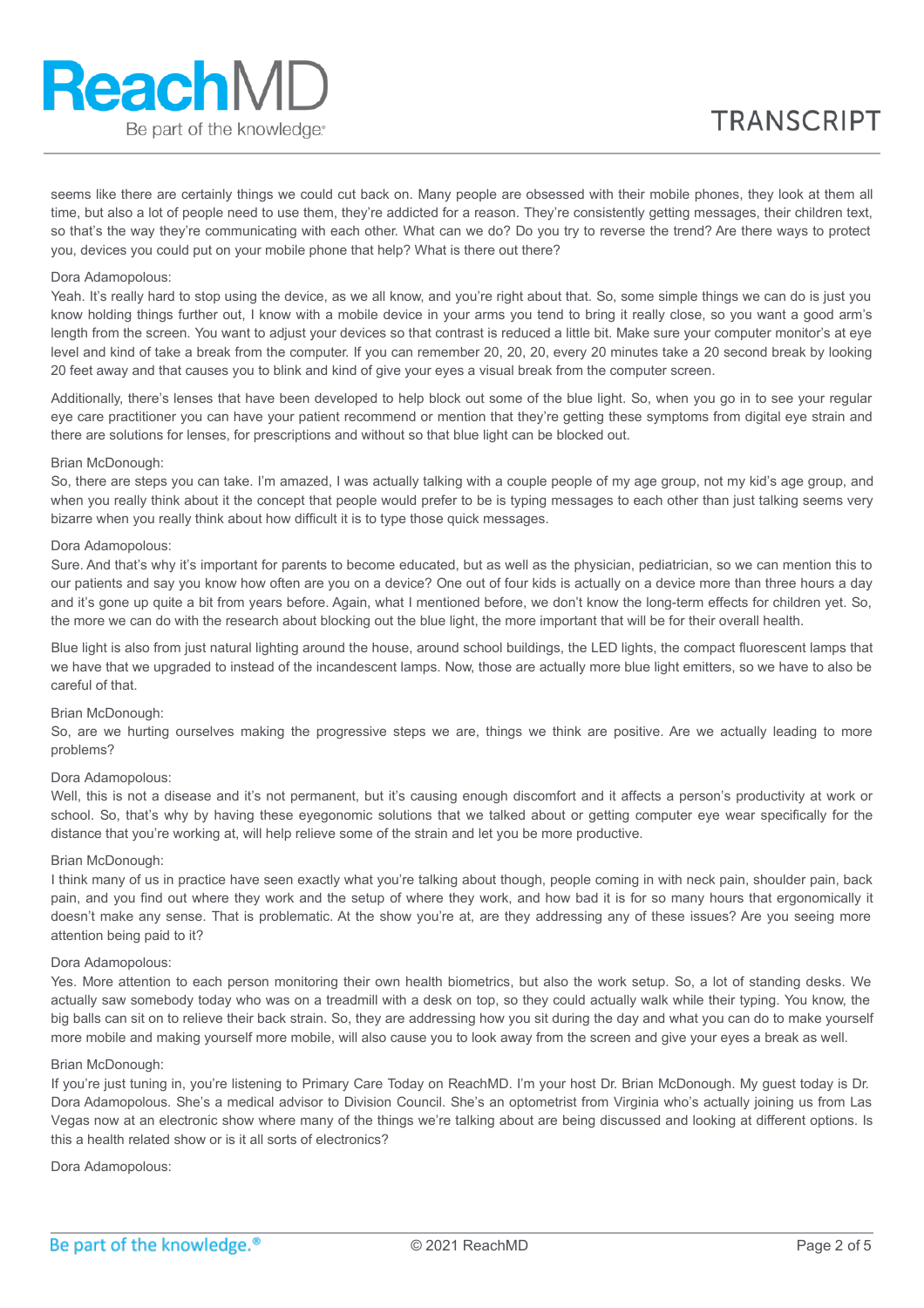seems like there are certainly things we could cut back on. Many people are obsessed with their mobile phones, they look at them all time, but also a lot of people need to use them, they're addicted for a reason. They're consistently getting messages, their children text, so that's the way they're communicating with each other. What can we do? Do you try to reverse the trend? Are there ways to protect you, devices you could put on your mobile phone that help? What is there out there?

Dora Adamopolous:
Yeah. It's really hard to stop using the device, as we all know, and you're right about that. So, some simple things we can do is just you know holding things further out, I know with a mobile device in your arms you tend to bring it really close, so you want a good arm's length from the screen. You want to adjust your devices so that contrast is reduced a little bit. Make sure your computer monitor's at eye level and kind of take a break from the computer. If you can remember 20, 20, 20, every 20 minutes take a 20 second break by looking 20 feet away and that causes you to blink and kind of give your eyes a visual break from the computer screen.

Additionally, there's lenses that have been developed to help block out some of the blue light. So, when you go in to see your regular eye care practitioner you can have your patient recommend or mention that they're getting these symptoms from digital eye strain and there are solutions for lenses, for prescriptions and without so that blue light can be blocked out.

Brian McDonough:
So, there are steps you can take. I'm amazed, I was actually talking with a couple people of my age group, not my kid's age group, and when you really think about it the concept that people would prefer to be is typing messages to each other than just talking seems very bizarre when you really think about how difficult it is to type those quick messages.

Dora Adamopolous:
Sure. And that's why it's important for parents to become educated, but as well as the physician, pediatrician, so we can mention this to our patients and say you know how often are you on a device? One out of four kids is actually on a device more than three hours a day and it's gone up quite a bit from years before. Again, what I mentioned before, we don't know the long-term effects for children yet. So, the more we can do with the research about blocking out the blue light, the more important that will be for their overall health.

Blue light is also from just natural lighting around the house, around school buildings, the LED lights, the compact fluorescent lamps that we have that we upgraded to instead of the incandescent lamps. Now, those are actually more blue light emitters, so we have to also be careful of that.

Brian McDonough:
So, are we hurting ourselves making the progressive steps we are, things we think are positive. Are we actually leading to more problems?

Dora Adamopolous:
Well, this is not a disease and it's not permanent, but it's causing enough discomfort and it affects a person's productivity at work or school. So, that's why by having these eyegonomic solutions that we talked about or getting computer eye wear specifically for the distance that you're working at, will help relieve some of the strain and let you be more productive.

Brian McDonough:
I think many of us in practice have seen exactly what you're talking about though, people coming in with neck pain, shoulder pain, back pain, and you find out where they work and the setup of where they work, and how bad it is for so many hours that ergonomically it doesn't make any sense. That is problematic. At the show you're at, are they addressing any of these issues? Are you seeing more attention being paid to it?

Dora Adamopolous:
Yes. More attention to each person monitoring their own health biometrics, but also the work setup. So, a lot of standing desks. We actually saw somebody today who was on a treadmill with a desk on top, so they could actually walk while their typing. You know, the big balls can sit on to relieve their back strain. So, they are addressing how you sit during the day and what you can do to make yourself more mobile and making yourself more mobile, will also cause you to look away from the screen and give your eyes a break as well.

Brian McDonough:
If you're just tuning in, you're listening to Primary Care Today on ReachMD. I'm your host Dr. Brian McDonough. My guest today is Dr. Dora Adamopolous. She's a medical advisor to Division Council. She's an optometrist from Virginia who's actually joining us from Las Vegas now at an electronic show where many of the things we're talking about are being discussed and looking at different options. Is this a health related show or is it all sorts of electronics?

Dora Adamopolous: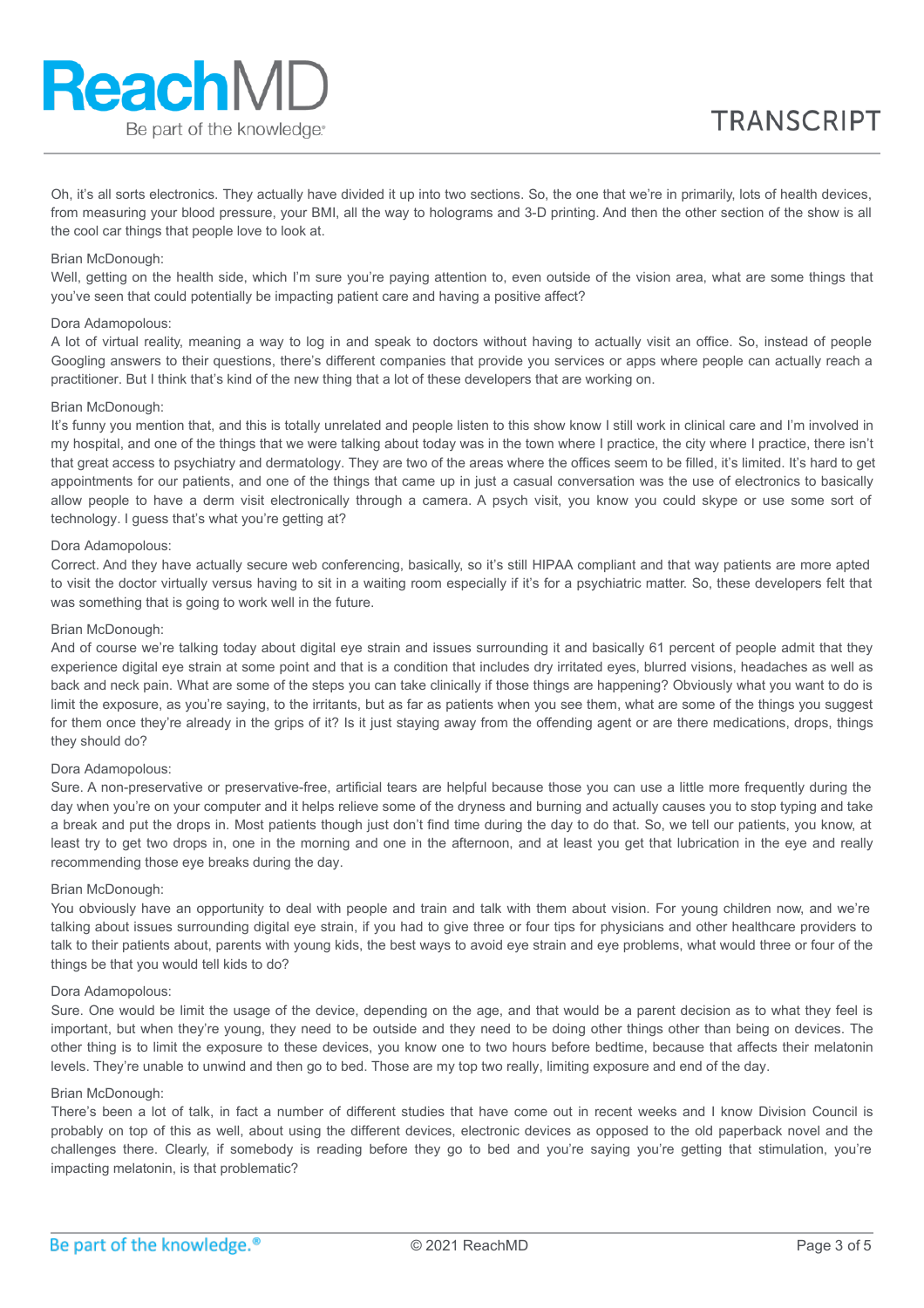Oh, it's all sorts electronics. They actually have divided it up into two sections. So, the one that we're in primarily, lots of health devices, from measuring your blood pressure, your BMI, all the way to holograms and 3-D printing. And then the other section of the show is all the cool car things that people love to look at.

Brian McDonough:
Well, getting on the health side, which I'm sure you're paying attention to, even outside of the vision area, what are some things that you've seen that could potentially be impacting patient care and having a positive affect?

Dora Adamopolous:
A lot of virtual reality, meaning a way to log in and speak to doctors without having to actually visit an office. So, instead of people Googling answers to their questions, there's different companies that provide you services or apps where people can actually reach a practitioner. But I think that's kind of the new thing that a lot of these developers that are working on.

Brian McDonough:
It's funny you mention that, and this is totally unrelated and people listen to this show know I still work in clinical care and I'm involved in my hospital, and one of the things that we were talking about today was in the town where I practice, the city where I practice, there isn't that great access to psychiatry and dermatology. They are two of the areas where the offices seem to be filled, it's limited. It's hard to get appointments for our patients, and one of the things that came up in just a casual conversation was the use of electronics to basically allow people to have a derm visit electronically through a camera. A psych visit, you know you could skype or use some sort of technology. I guess that's what you're getting at?

Dora Adamopolous:
Correct. And they have actually secure web conferencing, basically, so it's still HIPAA compliant and that way patients are more apted to visit the doctor virtually versus having to sit in a waiting room especially if it's for a psychiatric matter. So, these developers felt that was something that is going to work well in the future.

Brian McDonough:
And of course we're talking today about digital eye strain and issues surrounding it and basically 61 percent of people admit that they experience digital eye strain at some point and that is a condition that includes dry irritated eyes, blurred visions, headaches as well as back and neck pain. What are some of the steps you can take clinically if those things are happening? Obviously what you want to do is limit the exposure, as you're saying, to the irritants, but as far as patients when you see them, what are some of the things you suggest for them once they're already in the grips of it? Is it just staying away from the offending agent or are there medications, drops, things they should do?

Dora Adamopolous:
Sure. A non-preservative or preservative-free, artificial tears are helpful because those you can use a little more frequently during the day when you're on your computer and it helps relieve some of the dryness and burning and actually causes you to stop typing and take a break and put the drops in. Most patients though just don't find time during the day to do that. So, we tell our patients, you know, at least try to get two drops in, one in the morning and one in the afternoon, and at least you get that lubrication in the eye and really recommending those eye breaks during the day.

Brian McDonough:
You obviously have an opportunity to deal with people and train and talk with them about vision. For young children now, and we're talking about issues surrounding digital eye strain, if you had to give three or four tips for physicians and other healthcare providers to talk to their patients about, parents with young kids, the best ways to avoid eye strain and eye problems, what would three or four of the things be that you would tell kids to do?

Dora Adamopolous:
Sure. One would be limit the usage of the device, depending on the age, and that would be a parent decision as to what they feel is important, but when they're young, they need to be outside and they need to be doing other things other than being on devices. The other thing is to limit the exposure to these devices, you know one to two hours before bedtime, because that affects their melatonin levels. They're unable to unwind and then go to bed. Those are my top two really, limiting exposure and end of the day.

Brian McDonough:
There's been a lot of talk, in fact a number of different studies that have come out in recent weeks and I know Division Council is probably on top of this as well, about using the different devices, electronic devices as opposed to the old paperback novel and the challenges there. Clearly, if somebody is reading before they go to bed and you're saying you're getting that stimulation, you're impacting melatonin, is that problematic?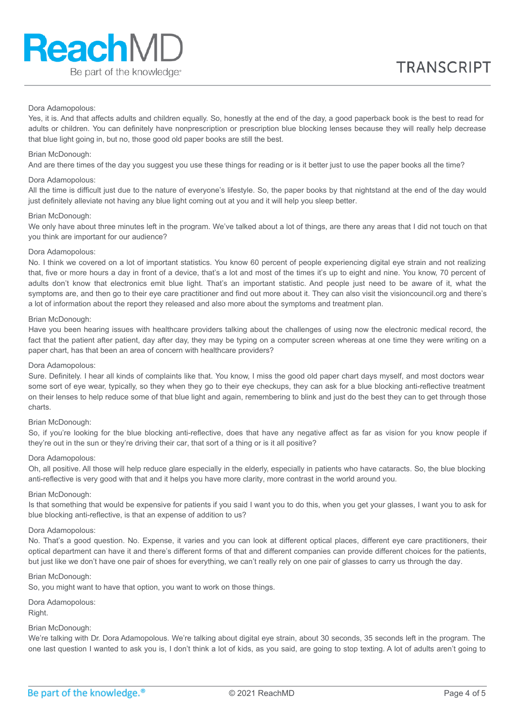Dora Adamopolous:
Yes, it is. And that affects adults and children equally. So, honestly at the end of the day, a good paperback book is the best to read for adults or children. You can definitely have nonprescription or prescription blue blocking lenses because they will really help decrease that blue light going in, but no, those good old paper books are still the best.

Brian McDonough:
And are there times of the day you suggest you use these things for reading or is it better just to use the paper books all the time?

Dora Adamopolous:
All the time is difficult just due to the nature of everyone's lifestyle. So, the paper books by that nightstand at the end of the day would just definitely alleviate not having any blue light coming out at you and it will help you sleep better.

Brian McDonough:
We only have about three minutes left in the program. We've talked about a lot of things, are there any areas that I did not touch on that you think are important for our audience?

Dora Adamopolous:
No. I think we covered on a lot of important statistics. You know 60 percent of people experiencing digital eye strain and not realizing that, five or more hours a day in front of a device, that's a lot and most of the times it's up to eight and nine. You know, 70 percent of adults don't know that electronics emit blue light. That's an important statistic. And people just need to be aware of it, what the symptoms are, and then go to their eye care practitioner and find out more about it. They can also visit the visioncouncil.org and there's a lot of information about the report they released and also more about the symptoms and treatment plan.

Brian McDonough:
Have you been hearing issues with healthcare providers talking about the challenges of using now the electronic medical record, the fact that the patient after patient, day after day, they may be typing on a computer screen whereas at one time they were writing on a paper chart, has that been an area of concern with healthcare providers?

Dora Adamopolous:
Sure. Definitely. I hear all kinds of complaints like that. You know, I miss the good old paper chart days myself, and most doctors wear some sort of eye wear, typically, so they when they go to their eye checkups, they can ask for a blue blocking anti-reflective treatment on their lenses to help reduce some of that blue light and again, remembering to blink and just do the best they can to get through those charts.

Brian McDonough:
So, if you're looking for the blue blocking anti-reflective, does that have any negative affect as far as vision for you know people if they're out in the sun or they're driving their car, that sort of a thing or is it all positive?

Dora Adamopolous:
Oh, all positive. All those will help reduce glare especially in the elderly, especially in patients who have cataracts. So, the blue blocking anti-reflective is very good with that and it helps you have more clarity, more contrast in the world around you.

Brian McDonough:
Is that something that would be expensive for patients if you said I want you to do this, when you get your glasses, I want you to ask for blue blocking anti-reflective, is that an expense of addition to us?

Dora Adamopolous:
No. That's a good question. No. Expense, it varies and you can look at different optical places, different eye care practitioners, their optical department can have it and there's different forms of that and different companies can provide different choices for the patients, but just like we don't have one pair of shoes for everything, we can't really rely on one pair of glasses to carry us through the day.

Brian McDonough:
So, you might want to have that option, you want to work on those things.

Dora Adamopolous:
Right.

Brian McDonough:
We're talking with Dr. Dora Adamopolous. We're talking about digital eye strain, about 30 seconds, 35 seconds left in the program. The one last question I wanted to ask you is, I don't think a lot of kids, as you said, are going to stop texting. A lot of adults aren't going to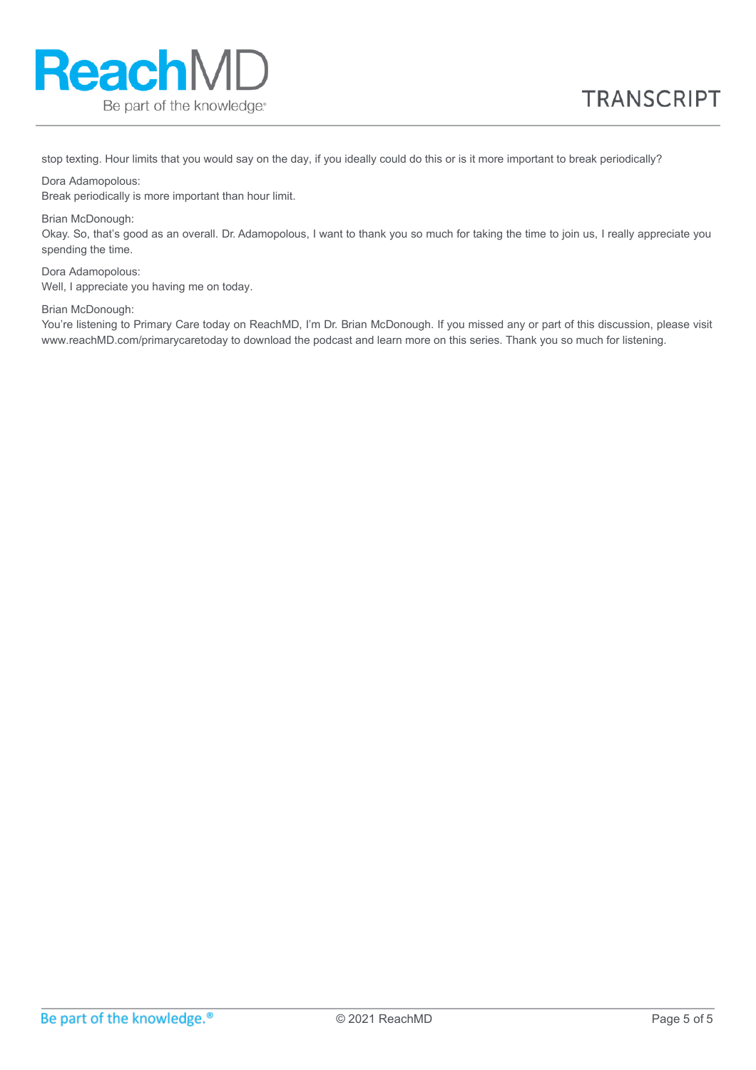stop texting. Hour limits that you would say on the day, if you ideally could do this or is it more important to break periodically?

Dora Adamopolous:
Break periodically is more important than hour limit.

Brian McDonough:
Okay. So, that's good as an overall. Dr. Adamopolous, I want to thank you so much for taking the time to join us, I really appreciate you spending the time.

Dora Adamopolous:
Well, I appreciate you having me on today.

Brian McDonough:
You're listening to Primary Care today on ReachMD, I'm Dr. Brian McDonough. If you missed any or part of this discussion, please visit www.reachMD.com/primarycaretoday to download the podcast and learn more on this series. Thank you so much for listening.